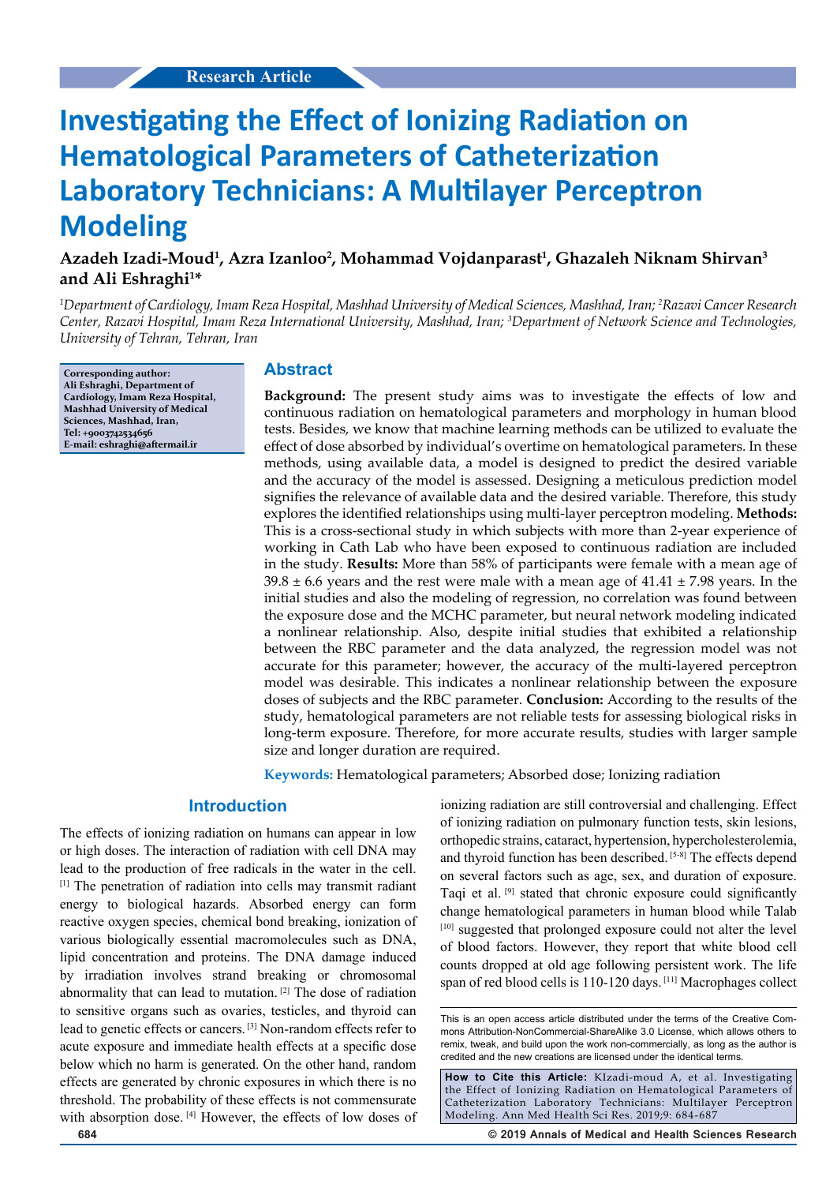Research Article

# Investigating the Effect of Ionizing Radiation on Hematological Parameters of Catheterization Laboratory Technicians: A Multilayer Perceptron Modeling

**Azadeh Izadi-Moud[1], Azra Izanloo[2], Mohammad Vojdanparast[1], Ghazaleh Niknam Shirvan[3] and Ali Eshraghi[1]***

*[1]Department of Cardiology, Imam Reza Hospital, Mashhad University of Medical Sciences, Mashhad, Iran; [2]Razavi Cancer Research Center, Razavi Hospital, Imam Reza International University, Mashhad, Iran; [3]Department of Network Science and Technologies, University of Tehran, Tehran, Iran*

**Corresponding author: Ali Eshraghi, Department of Cardiology, Imam Reza Hospital, Mashhad University of Medical Sciences, Mashhad, Iran, Tel: +9003742534656 E-mail: eshraghi@aftermail.ir**

## Abstract

**Background:** The present study aims was to investigate the effects of low and continuous radiation on hematological parameters and morphology in human blood tests. Besides, we know that machine learning methods can be utilized to evaluate the effect of dose absorbed by individual's overtime on hematological parameters. In these methods, using available data, a model is designed to predict the desired variable and the accuracy of the model is assessed. Designing a meticulous prediction model signifies the relevance of available data and the desired variable. Therefore, this study explores the identified relationships using multi-layer perceptron modeling. **Methods:** This is a cross-sectional study in which subjects with more than 2-year experience of working in Cath Lab who have been exposed to continuous radiation are included in the study. **Results:** More than 58% of participants were female with a mean age of 39.8 ± 6.6 years and the rest were male with a mean age of 41.41 ± 7.98 years. In the initial studies and also the modeling of regression, no correlation was found between the exposure dose and the MCHC parameter, but neural network modeling indicated a nonlinear relationship. Also, despite initial studies that exhibited a relationship between the RBC parameter and the data analyzed, the regression model was not accurate for this parameter; however, the accuracy of the multi-layered perceptron model was desirable. This indicates a nonlinear relationship between the exposure doses of subjects and the RBC parameter. **Conclusion:** According to the results of the study, hematological parameters are not reliable tests for assessing biological risks in long-term exposure. Therefore, for more accurate results, studies with larger sample size and longer duration are required.

**Keywords:** Hematological parameters; Absorbed dose; Ionizing radiation

## Introduction

The effects of ionizing radiation on humans can appear in low or high doses. The interaction of radiation with cell DNA may lead to the production of free radicals in the water in the cell. [1] The penetration of radiation into cells may transmit radiant energy to biological hazards. Absorbed energy can form reactive oxygen species, chemical bond breaking, ionization of various biologically essential macromolecules such as DNA, lipid concentration and proteins. The DNA damage induced by irradiation involves strand breaking or chromosomal abnormality that can lead to mutation. [2] The dose of radiation to sensitive organs such as ovaries, testicles, and thyroid can lead to genetic effects or cancers. [3] Non-random effects refer to acute exposure and immediate health effects at a specific dose below which no harm is generated. On the other hand, random effects are generated by chronic exposures in which there is no threshold. The probability of these effects is not commensurate with absorption dose. [4] However, the effects of low doses of ionizing radiation are still controversial and challenging. Effect of ionizing radiation on pulmonary function tests, skin lesions, orthopedic strains, cataract, hypertension, hypercholesterolemia, and thyroid function has been described. [5-8] The effects depend on several factors such as age, sex, and duration of exposure. Taqi et al. [9] stated that chronic exposure could significantly change hematological parameters in human blood while Talab [10] suggested that prolonged exposure could not alter the level of blood factors. However, they report that white blood cell counts dropped at old age following persistent work. The life span of red blood cells is 110-120 days. [11] Macrophages collect

This is an open access article distributed under the terms of the Creative Commons Attribution-NonCommercial-ShareAlike 3.0 License, which allows others to remix, tweak, and build upon the work non-commercially, as long as the author is credited and the new creations are licensed under the identical terms.

**How to Cite this Article:** KIzadi-moud A, et al. Investigating the Effect of Ionizing Radiation on Hematological Parameters of Catheterization Laboratory Technicians: Multilayer Perceptron Modeling. Ann Med Health Sci Res. 2019;9: 684-687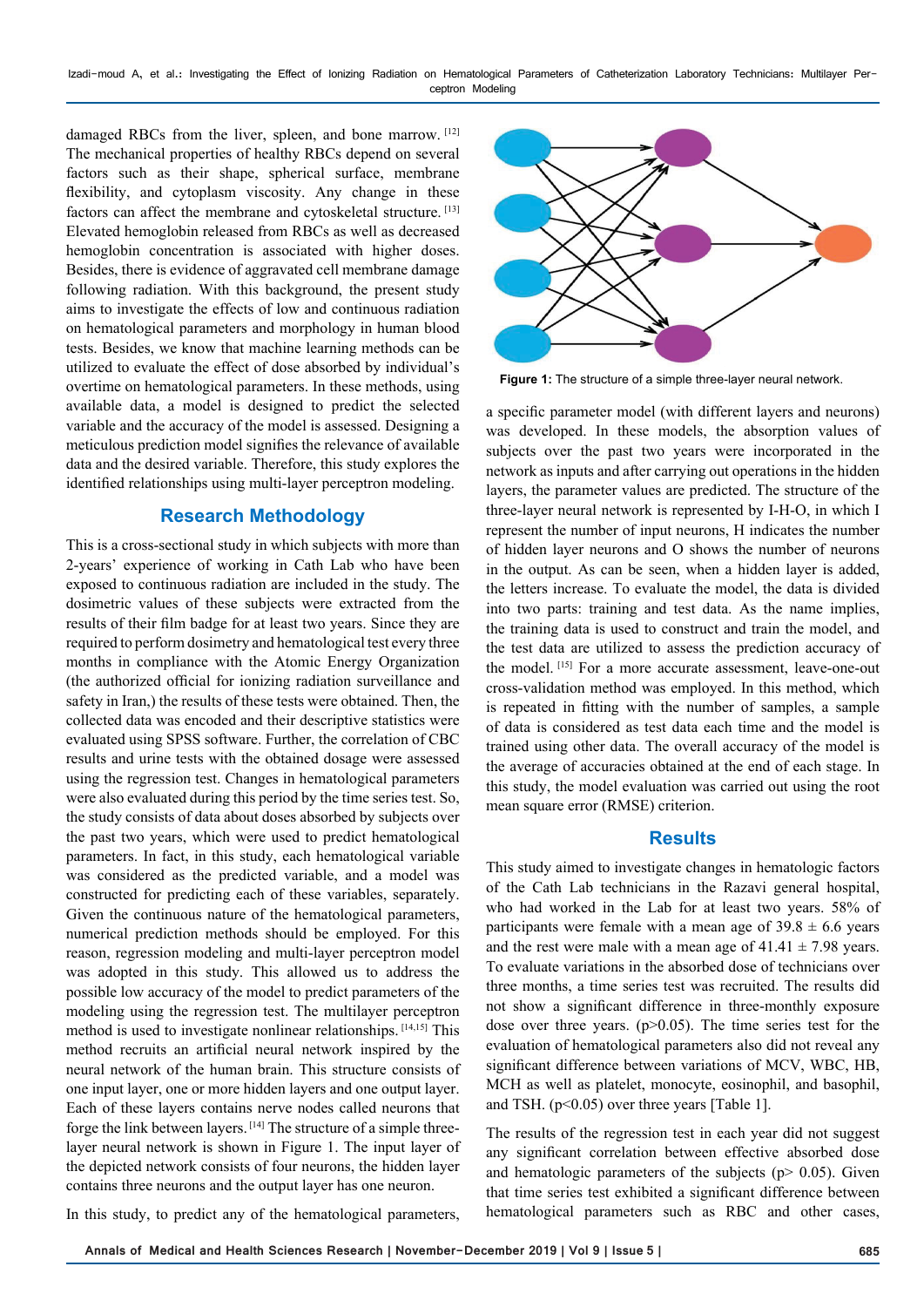damaged RBCs from the liver, spleen, and bone marrow. [12] The mechanical properties of healthy RBCs depend on several factors such as their shape, spherical surface, membrane flexibility, and cytoplasm viscosity. Any change in these factors can affect the membrane and cytoskeletal structure. [13] Elevated hemoglobin released from RBCs as well as decreased hemoglobin concentration is associated with higher doses. Besides, there is evidence of aggravated cell membrane damage following radiation. With this background, the present study aims to investigate the effects of low and continuous radiation on hematological parameters and morphology in human blood tests. Besides, we know that machine learning methods can be utilized to evaluate the effect of dose absorbed by individual's overtime on hematological parameters. In these methods, using available data, a model is designed to predict the selected variable and the accuracy of the model is assessed. Designing a meticulous prediction model signifies the relevance of available data and the desired variable. Therefore, this study explores the identified relationships using multi-layer perceptron modeling.

## Research Methodology

This is a cross-sectional study in which subjects with more than 2-years' experience of working in Cath Lab who have been exposed to continuous radiation are included in the study. The dosimetric values of these subjects were extracted from the results of their film badge for at least two years. Since they are required to perform dosimetry and hematological test every three months in compliance with the Atomic Energy Organization (the authorized official for ionizing radiation surveillance and safety in Iran,) the results of these tests were obtained. Then, the collected data was encoded and their descriptive statistics were evaluated using SPSS software. Further, the correlation of CBC results and urine tests with the obtained dosage were assessed using the regression test. Changes in hematological parameters were also evaluated during this period by the time series test. So, the study consists of data about doses absorbed by subjects over the past two years, which were used to predict hematological parameters. In fact, in this study, each hematological variable was considered as the predicted variable, and a model was constructed for predicting each of these variables, separately. Given the continuous nature of the hematological parameters, numerical prediction methods should be employed. For this reason, regression modeling and multi-layer perceptron model was adopted in this study. This allowed us to address the possible low accuracy of the model to predict parameters of the modeling using the regression test. The multilayer perceptron method is used to investigate nonlinear relationships. [14,15] This method recruits an artificial neural network inspired by the neural network of the human brain. This structure consists of one input layer, one or more hidden layers and one output layer. Each of these layers contains nerve nodes called neurons that forge the link between layers. [14] The structure of a simple three-layer neural network is shown in Figure 1. The input layer of the depicted network consists of four neurons, the hidden layer contains three neurons and the output layer has one neuron.

In this study, to predict any of the hematological parameters, a specific parameter model (with different layers and neurons) was developed. In these models, the absorption values of subjects over the past two years were incorporated in the network as inputs and after carrying out operations in the hidden layers, the parameter values are predicted. The structure of the three-layer neural network is represented by I-H-O, in which I represent the number of input neurons, H indicates the number of hidden layer neurons and O shows the number of neurons in the output. As can be seen, when a hidden layer is added, the letters increase. To evaluate the model, the data is divided into two parts: training and test data. As the name implies, the training data is used to construct and train the model, and the test data are utilized to assess the prediction accuracy of the model. [15] For a more accurate assessment, leave-one-out cross-validation method was employed. In this method, which is repeated in fitting with the number of samples, a sample of data is considered as test data each time and the model is trained using other data. The overall accuracy of the model is the average of accuracies obtained at the end of each stage. In this study, the model evaluation was carried out using the root mean square error (RMSE) criterion.

**Figure 1:** The structure of a simple three-layer neural network.

## Results

This study aimed to investigate changes in hematologic factors of the Cath Lab technicians in the Razavi general hospital, who had worked in the Lab for at least two years. 58% of participants were female with a mean age of 39.8 ± 6.6 years and the rest were male with a mean age of 41.41 ± 7.98 years. To evaluate variations in the absorbed dose of technicians over three months, a time series test was recruited. The results did not show a significant difference in three-monthly exposure dose over three years. ($p>0.05$). The time series test for the evaluation of hematological parameters also did not reveal any significant difference between variations of MCV, WBC, HB, MCH as well as platelet, monocyte, eosinophil, and basophil, and TSH. ($p<0.05$) over three years [Table 1].

The results of the regression test in each year did not suggest any significant correlation between effective absorbed dose and hematologic parameters of the subjects ($p> 0.05$). Given that time series test exhibited a significant difference between hematological parameters such as RBC and other cases,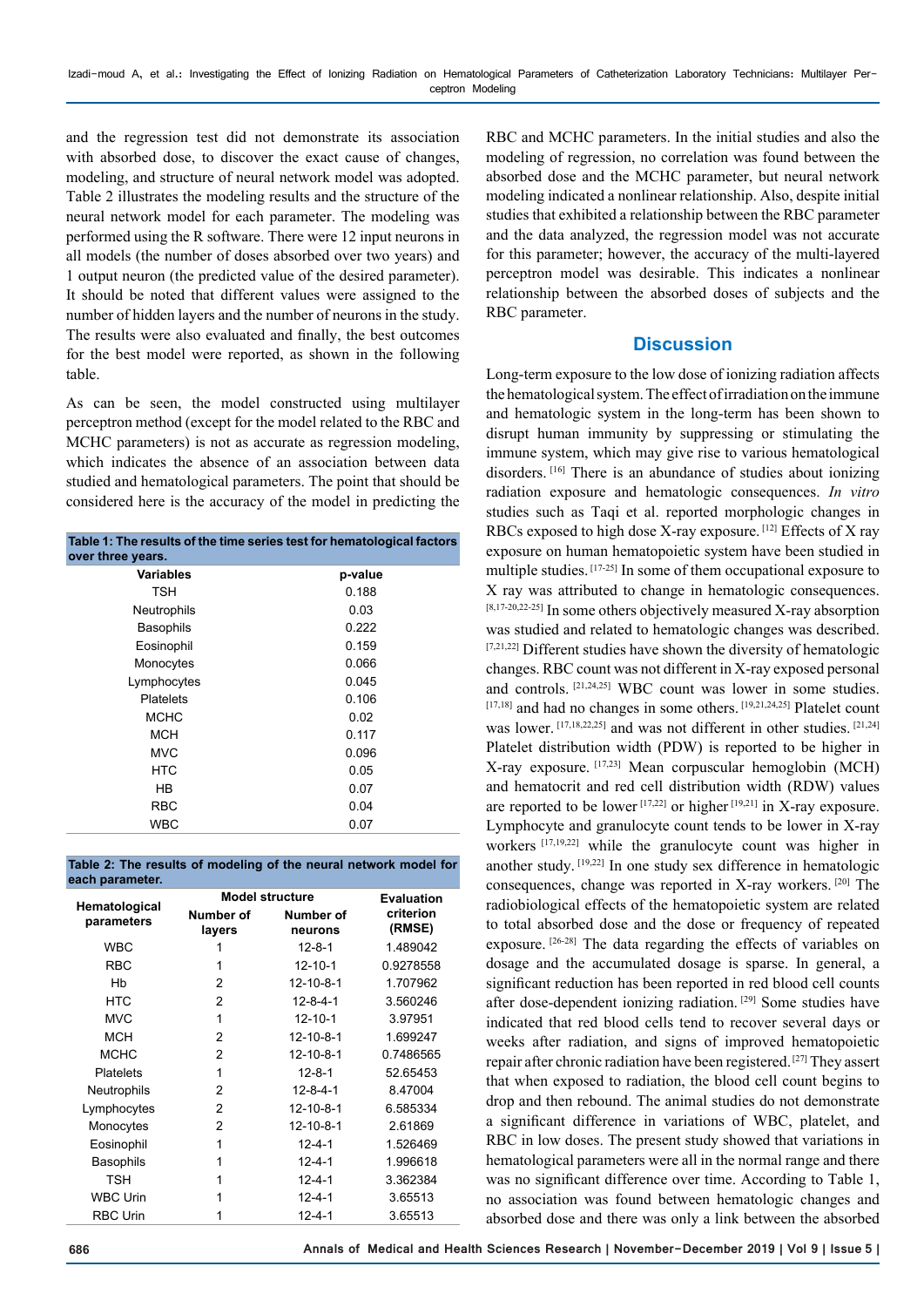and the regression test did not demonstrate its association with absorbed dose, to discover the exact cause of changes, modeling, and structure of neural network model was adopted. Table 2 illustrates the modeling results and the structure of the neural network model for each parameter. The modeling was performed using the R software. There were 12 input neurons in all models (the number of doses absorbed over two years) and 1 output neuron (the predicted value of the desired parameter). It should be noted that different values were assigned to the number of hidden layers and the number of neurons in the study. The results were also evaluated and finally, the best outcomes for the best model were reported, as shown in the following table.

As can be seen, the model constructed using multilayer perceptron method (except for the model related to the RBC and MCHC parameters) is not as accurate as regression modeling, which indicates the absence of an association between data studied and hematological parameters. The point that should be considered here is the accuracy of the model in predicting the RBC and MCHC parameters. In the initial studies and also the modeling of regression, no correlation was found between the absorbed dose and the MCHC parameter, but neural network modeling indicated a nonlinear relationship. Also, despite initial studies that exhibited a relationship between the RBC parameter and the data analyzed, the regression model was not accurate for this parameter; however, the accuracy of the multi-layered perceptron model was desirable. This indicates a nonlinear relationship between the absorbed doses of subjects and the RBC parameter.

**Table 1: The results of the time series test for hematological factors over three years.**

| Variables | p-value |
|---|---|
| TSH | 0.188 |
| Neutrophils | 0.03 |
| Basophils | 0.222 |
| Eosinophil | 0.159 |
| Monocytes | 0.066 |
| Lymphocytes | 0.045 |
| Platelets | 0.106 |
| MCHC | 0.02 |
| MCH | 0.117 |
| MVC | 0.096 |
| HTC | 0.05 |
| HB | 0.07 |
| RBC | 0.04 |
| WBC | 0.07 |

**Table 2: The results of modeling of the neural network model for each parameter.**

| Hematological parameters | Model structure | | Evaluation criterion (RMSE) |
|---|---|---|---|
| | Number of layers | Number of neurons | |
| WBC | 1 | 12-8-1 | 1.489042 |
| RBC | 1 | 12-10-1 | 0.9278558 |
| Hb | 2 | 12-10-8-1 | 1.707962 |
| HTC | 2 | 12-8-4-1 | 3.560246 |
| MVC | 1 | 12-10-1 | 3.97951 |
| MCH | 2 | 12-10-8-1 | 1.699247 |
| MCHC | 2 | 12-10-8-1 | 0.7486565 |
| Platelets | 1 | 12-8-1 | 52.65453 |
| Neutrophils | 2 | 12-8-4-1 | 8.47004 |
| Lymphocytes | 2 | 12-10-8-1 | 6.585334 |
| Monocytes | 2 | 12-10-8-1 | 2.61869 |
| Eosinophil | 1 | 12-4-1 | 1.526469 |
| Basophils | 1 | 12-4-1 | 1.996618 |
| TSH | 1 | 12-4-1 | 3.362384 |
| WBC Urin | 1 | 12-4-1 | 3.65513 |
| RBC Urin | 1 | 12-4-1 | 3.65513 |

## Discussion

Long-term exposure to the low dose of ionizing radiation affects the hematological system. The effect of irradiation on the immune and hematologic system in the long-term has been shown to disrupt human immunity by suppressing or stimulating the immune system, which may give rise to various hematological disorders. [16] There is an abundance of studies about ionizing radiation exposure and hematologic consequences. *In vitro* studies such as Taqi et al. reported morphologic changes in RBCs exposed to high dose X-ray exposure. [12] Effects of X ray exposure on human hematopoietic system have been studied in multiple studies. [17-25] In some of them occupational exposure to X ray was attributed to change in hematologic consequences. [8,17-20,22-25] In some others objectively measured X-ray absorption was studied and related to hematologic changes was described. [7,21,22] Different studies have shown the diversity of hematologic changes. RBC count was not different in X-ray exposed personal and controls. [21,24,25] WBC count was lower in some studies. [17,18] and had no changes in some others. [19,21,24,25] Platelet count was lower. [17,18,22,25] and was not different in other studies. [21,24] Platelet distribution width (PDW) is reported to be higher in X-ray exposure. [17,23] Mean corpuscular hemoglobin (MCH) and hematocrit and red cell distribution width (RDW) values are reported to be lower [17,22] or higher [19,21] in X-ray exposure. Lymphocyte and granulocyte count tends to be lower in X-ray workers [17,19,22] while the granulocyte count was higher in another study. [19,22] In one study sex difference in hematologic consequences, change was reported in X-ray workers. [20] The radiobiological effects of the hematopoietic system are related to total absorbed dose and the dose or frequency of repeated exposure. [26-28] The data regarding the effects of variables on dosage and the accumulated dosage is sparse. In general, a significant reduction has been reported in red blood cell counts after dose-dependent ionizing radiation. [29] Some studies have indicated that red blood cells tend to recover several days or weeks after radiation, and signs of improved hematopoietic repair after chronic radiation have been registered. [27] They assert that when exposed to radiation, the blood cell count begins to drop and then rebound. The animal studies do not demonstrate a significant difference in variations of WBC, platelet, and RBC in low doses. The present study showed that variations in hematological parameters were all in the normal range and there was no significant difference over time. According to Table 1, no association was found between hematologic changes and absorbed dose and there was only a link between the absorbed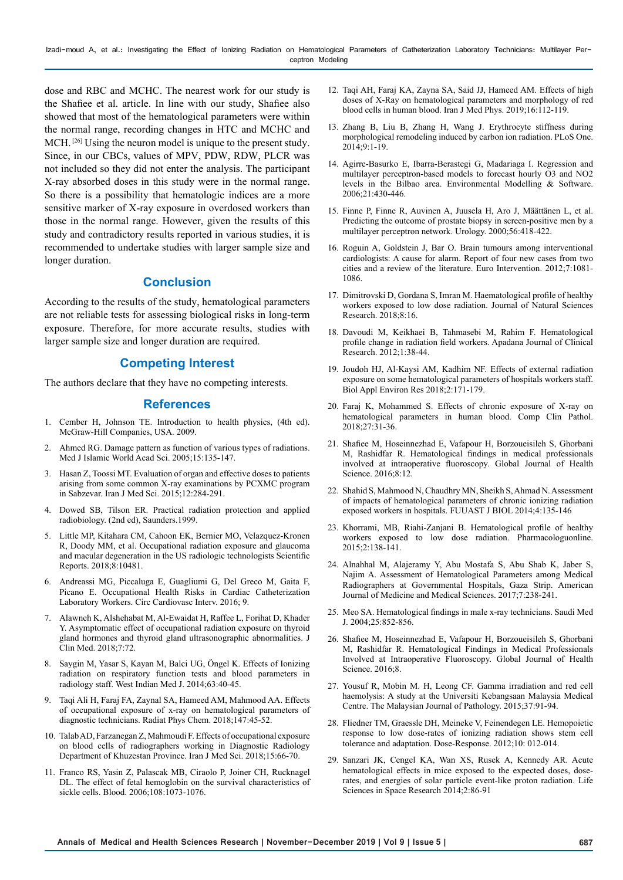dose and RBC and MCHC. The nearest work for our study is the Shafiee et al. article. In line with our study, Shafiee also showed that most of the hematological parameters were within the normal range, recording changes in HTC and MCHC and MCH.[26] Using the neuron model is unique to the present study. Since, in our CBCs, values of MPV, PDW, RDW, PLCR was not included so they did not enter the analysis. The participant X-ray absorbed doses in this study were in the normal range. So there is a possibility that hematologic indices are a more sensitive marker of X-ray exposure in overdosed workers than those in the normal range. However, given the results of this study and contradictory results reported in various studies, it is recommended to undertake studies with larger sample size and longer duration.

## Conclusion

According to the results of the study, hematological parameters are not reliable tests for assessing biological risks in long-term exposure. Therefore, for more accurate results, studies with larger sample size and longer duration are required.

## Competing Interest

The authors declare that they have no competing interests.

## References

1. Cember H, Johnson TE. Introduction to health physics, (4th ed). McGraw-Hill Companies, USA. 2009.
2. Ahmed RG. Damage pattern as function of various types of radiations. Med J Islamic World Acad Sci. 2005;15:135-147.
3. Hasan Z, Toossi MT. Evaluation of organ and effective doses to patients arising from some common X-ray examinations by PCXMC program in Sabzevar. Iran J Med Sci. 2015;12:284-291.
4. Dowed SB, Tilson ER. Practical radiation protection and applied radiobiology. (2nd ed), Saunders.1999.
5. Little MP, Kitahara CM, Cahoon EK, Bernier MO, Velazquez-Kronen R, Doody MM, et al. Occupational radiation exposure and glaucoma and macular degeneration in the US radiologic technologists Scientific Reports. 2018;8:10481.
6. Andreassi MG, Piccaluga E, Guagliumi G, Del Greco M, Gaita F, Picano E. Occupational Health Risks in Cardiac Catheterization Laboratory Workers. Circ Cardiovasc Interv. 2016; 9.
7. Alawneh K, Alshehabat M, Al-Ewaidat H, Raffee L, Forihat D, Khader Y. Asymptomatic effect of occupational radiation exposure on thyroid gland hormones and thyroid gland ultrasonographic abnormalities. J Clin Med. 2018;7:72.
8. Saygin M, Yasar S, Kayan M, Balci UG, Öngel K. Effects of Ionizing radiation on respiratory function tests and blood parameters in radiology staff. West Indian Med J. 2014;63:40-45.
9. Taqi Ali H, Faraj FA, Zaynal SA, Hameed AM, Mahmood AA. Effects of occupational exposure of x-ray on hematological parameters of diagnostic technicians. Radiat Phys Chem. 2018;147:45-52.
10. Talab AD, Farzanegan Z, Mahmoudi F. Effects of occupational exposure on blood cells of radiographers working in Diagnostic Radiology Department of Khuzestan Province. Iran J Med Sci. 2018;15:66-70.
11. Franco RS, Yasin Z, Palascak MB, Ciraolo P, Joiner CH, Rucknagel DL. The effect of fetal hemoglobin on the survival characteristics of sickle cells. Blood. 2006;108:1073-1076.
12. Taqi AH, Faraj KA, Zayna SA, Said JJ, Hameed AM. Effects of high doses of X-Ray on hematological parameters and morphology of red blood cells in human blood. Iran J Med Phys. 2019;16:112-119.
13. Zhang B, Liu B, Zhang H, Wang J. Erythrocyte stiffness during morphological remodeling induced by carbon ion radiation. PLoS One. 2014;9:1-19.
14. Agirre-Basurko E, Ibarra-Berastegi G, Madariaga I. Regression and multilayer perceptron-based models to forecast hourly O3 and NO2 levels in the Bilbao area. Environmental Modelling & Software. 2006;21:430-446.
15. Finne P, Finne R, Auvinen A, Juusela H, Aro J, Määttänen L, et al. Predicting the outcome of prostate biopsy in screen-positive men by a multilayer perceptron network. Urology. 2000;56:418-422.
16. Roguin A, Goldstein J, Bar O. Brain tumours among interventional cardiologists: A cause for alarm. Report of four new cases from two cities and a review of the literature. Euro Intervention. 2012;7:1081-1086.
17. Dimitrovski D, Gordana S, Imran M. Haematological profile of healthy workers exposed to low dose radiation. Journal of Natural Sciences Research. 2018;8:16.
18. Davoudi M, Keikhaei B, Tahmasebi M, Rahim F. Hematological profile change in radiation field workers. Apadana Journal of Clinical Research. 2012;1:38-44.
19. Joudoh HJ, Al-Kaysi AM, Kadhim NF. Effects of external radiation exposure on some hematological parameters of hospitals workers staff. Biol Appl Environ Res 2018;2:171-179.
20. Faraj K, Mohammed S. Effects of chronic exposure of X-ray on hematological parameters in human blood. Comp Clin Pathol. 2018;27:31-36.
21. Shafiee M, Hoseinnezhad E, Vafapour H, Borzoueisileh S, Ghorbani M, Rashidfar R. Hematological findings in medical professionals involved at intraoperative fluoroscopy. Global Journal of Health Science. 2016;8:12.
22. Shahid S, Mahmood N, Chaudhry MN, Sheikh S, Ahmad N. Assessment of impacts of hematological parameters of chronic ionizing radiation exposed workers in hospitals. FUUAST J BIOL 2014;4:135-146
23. Khorrami, MB, Riahi-Zanjani B. Hematological profile of healthy workers exposed to low dose radiation. Pharmacologuonline. 2015;2:138-141.
24. Alnahhal M, Alajeramy Y, Abu Mostafa S, Abu Shab K, Jaber S, Najim A. Assessment of Hematological Parameters among Medical Radiographers at Governmental Hospitals, Gaza Strip. American Journal of Medicine and Medical Sciences. 2017;7:238-241.
25. Meo SA. Hematological findings in male x-ray technicians. Saudi Med J. 2004;25:852-856.
26. Shafiee M, Hoseinnezhad E, Vafapour H, Borzoueisileh S, Ghorbani M, Rashidfar R. Hematological Findings in Medical Professionals Involved at Intraoperative Fluoroscopy. Global Journal of Health Science. 2016;8.
27. Yousuf R, Mobin M. H, Leong CF. Gamma irradiation and red cell haemolysis: A study at the Universiti Kebangsaan Malaysia Medical Centre. The Malaysian Journal of Pathology. 2015;37:91-94.
28. Fliedner TM, Graessle DH, Meineke V, Feinendegen LE. Hemopoietic response to low dose-rates of ionizing radiation shows stem cell tolerance and adaptation. Dose-Response. 2012;10: 012-014.
29. Sanzari JK, Cengel KA, Wan XS, Rusek A, Kennedy AR. Acute hematological effects in mice exposed to the expected doses, dose-rates, and energies of solar particle event-like proton radiation. Life Sciences in Space Research 2014;2:86-91